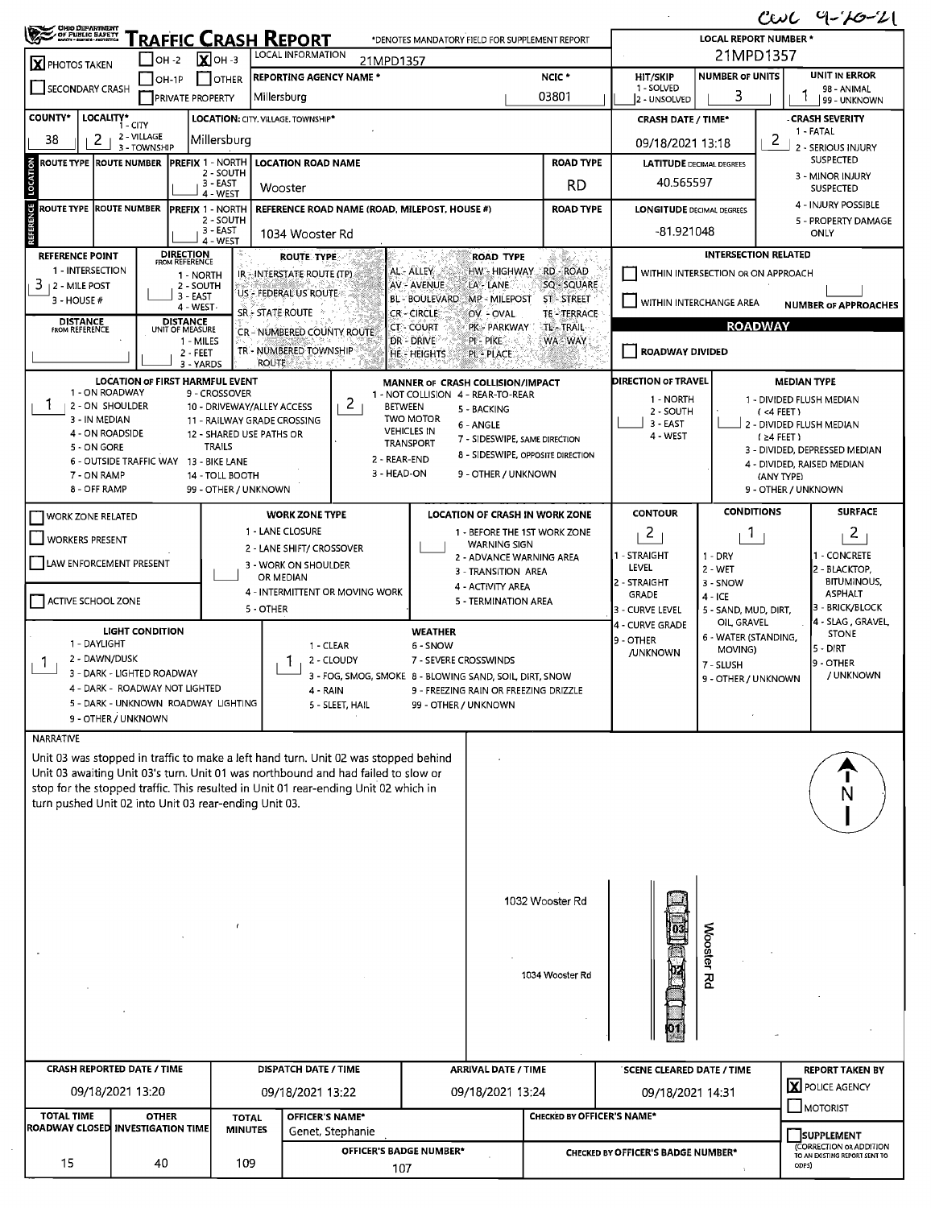CWC 9-20-21

# TRAFFIC CRASH REPORT

OHIO DEPARTMENT OF PUBLIC SAFETY

*DENOTES MANDATORY FIELD FOR SUPPLEMENT REPORT

| Field | Value |
|---|---|
| PHOTOS TAKEN | [X] |
| OH -2 | [ ] |
| OH -3 | [X] |
| OH-1P | [ ] |
| OTHER | [ ] |
| SECONDARY CRASH | [ ] |
| PRIVATE PROPERTY | [ ] |
| LOCAL INFORMATION | 21MPD1357 |
| REPORTING AGENCY NAME * | Millersburg |
| NCIC * | 03801 |
| LOCAL REPORT NUMBER * | 21MPD1357 |
| HIT/SKIP (1 - SOLVED, 2 - UNSOLVED) | |
| NUMBER OF UNITS | 3 |
| UNIT IN ERROR (98 - ANIMAL, 99 - UNKNOWN) | 1 |

| Field | Value |
|---|---|
| COUNTY* | 38 |
| LOCALITY* (1 - CITY, 2 - VILLAGE, 3 - TOWNSHIP) | 2 |
| LOCATION: CITY, VILLAGE, TOWNSHIP* | Millersburg |
| CRASH DATE / TIME* | 09/18/2021 13:18 |
| CRASH SEVERITY (1 - FATAL, 2 - SERIOUS INJURY SUSPECTED, 3 - MINOR INJURY SUSPECTED, 4 - INJURY POSSIBLE, 5 - PROPERTY DAMAGE ONLY) | 2 |

## LOCATION

| Field | Value |
|---|---|
| ROUTE TYPE | |
| ROUTE NUMBER | |
| PREFIX (1 - NORTH, 2 - SOUTH, 3 - EAST, 4 - WEST) | |
| LOCATION ROAD NAME | Wooster |
| ROAD TYPE | RD |
| LATITUDE DECIMAL DEGREES | 40.565597 |

## REFERENCE

| Field | Value |
|---|---|
| ROUTE TYPE | |
| ROUTE NUMBER | |
| PREFIX (1 - NORTH, 2 - SOUTH, 3 - EAST, 4 - WEST) | |
| REFERENCE ROAD NAME (ROAD, MILEPOST, HOUSE #) | 1034 Wooster Rd |
| ROAD TYPE | |
| LONGITUDE DECIMAL DEGREES | -81.921048 |

| Field | Value |
|---|---|
| REFERENCE POINT (1 - INTERSECTION, 2 - MILE POST, 3 - HOUSE #) | 3 |
| DIRECTION FROM REFERENCE (1 - NORTH, 2 - SOUTH, 3 - EAST, 4 - WEST) | |
| DISTANCE FROM REFERENCE | |
| DISTANCE UNIT OF MEASURE (1 - MILES, 2 - FEET, 3 - YARDS) | |

ROUTE TYPE: IR - INTERSTATE ROUTE (TP), US - FEDERAL US ROUTE, SR - STATE ROUTE, CR - NUMBERED COUNTY ROUTE, TR - NUMBERED TOWNSHIP ROUTE

ROAD TYPE: AL - ALLEY, AV - AVENUE, BL - BOULEVARD, CR - CIRCLE, CT - COURT, DR - DRIVE, HE - HEIGHTS, HW - HIGHWAY, LA - LANE, MP - MILEPOST, OV - OVAL, PK - PARKWAY, PI - PIKE, PL - PLACE, RD - ROAD, SQ - SQUARE, ST - STREET, TE - TERRACE, TL - TRAIL, WA - WAY

### INTERSECTION RELATED

- [ ] WITHIN INTERSECTION OR ON APPROACH
- [ ] WITHIN INTERCHANGE AREA
- NUMBER OF APPROACHES:

### ROADWAY

- [ ] ROADWAY DIVIDED

| Field | Value |
|---|---|
| LOCATION OF FIRST HARMFUL EVENT | 1 |
| MANNER OF CRASH COLLISION/IMPACT | 2 |
| DIRECTION OF TRAVEL | |
| MEDIAN TYPE | |

LOCATION OF FIRST HARMFUL EVENT: 1 - ON ROADWAY, 2 - ON SHOULDER, 3 - IN MEDIAN, 4 - ON ROADSIDE, 5 - ON GORE, 6 - OUTSIDE TRAFFIC WAY, 7 - ON RAMP, 8 - OFF RAMP, 9 - CROSSOVER, 10 - DRIVEWAY/ALLEY ACCESS, 11 - RAILWAY GRADE CROSSING, 12 - SHARED USE PATHS OR TRAILS, 13 - BIKE LANE, 14 - TOLL BOOTH, 99 - OTHER / UNKNOWN

MANNER OF CRASH COLLISION/IMPACT: 1 - NOT COLLISION BETWEEN TWO MOTOR VEHICLES IN TRANSPORT, 2 - REAR-END, 3 - HEAD-ON, 4 - REAR-TO-REAR, 5 - BACKING, 6 - ANGLE, 7 - SIDESWIPE, SAME DIRECTION, 8 - SIDESWIPE, OPPOSITE DIRECTION, 9 - OTHER / UNKNOWN

DIRECTION OF TRAVEL: 1 - NORTH, 2 - SOUTH, 3 - EAST, 4 - WEST

MEDIAN TYPE: 1 - DIVIDED FLUSH MEDIAN (<4 FEET), 2 - DIVIDED FLUSH MEDIAN (≥4 FEET), 3 - DIVIDED, DEPRESSED MEDIAN, 4 - DIVIDED, RAISED MEDIAN (ANY TYPE), 9 - OTHER / UNKNOWN

| Field | Value |
|---|---|
| WORK ZONE RELATED | [ ] |
| WORKERS PRESENT | [ ] |
| LAW ENFORCEMENT PRESENT | [ ] |
| ACTIVE SCHOOL ZONE | [ ] |
| WORK ZONE TYPE | |
| LOCATION OF CRASH IN WORK ZONE | |
| CONTOUR | 2 |
| CONDITIONS | 1 |
| SURFACE | 2 |

WORK ZONE TYPE: 1 - LANE CLOSURE, 2 - LANE SHIFT/ CROSSOVER, 3 - WORK ON SHOULDER OR MEDIAN, 4 - INTERMITTENT OR MOVING WORK, 5 - OTHER

LOCATION OF CRASH IN WORK ZONE: 1 - BEFORE THE 1ST WORK ZONE WARNING SIGN, 2 - ADVANCE WARNING AREA, 3 - TRANSITION AREA, 4 - ACTIVITY AREA, 5 - TERMINATION AREA

CONTOUR: 1 - STRAIGHT LEVEL, 2 - STRAIGHT GRADE, 3 - CURVE LEVEL, 4 - CURVE GRADE, 9 - OTHER /UNKNOWN

CONDITIONS: 1 - DRY, 2 - WET, 3 - SNOW, 4 - ICE, 5 - SAND, MUD, DIRT, OIL, GRAVEL, 6 - WATER (STANDING, MOVING), 7 - SLUSH, 9 - OTHER / UNKNOWN

SURFACE: 1 - CONCRETE, 2 - BLACKTOP, BITUMINOUS, ASPHALT, 3 - BRICK/BLOCK, 4 - SLAG, GRAVEL, STONE, 5 - DIRT, 9 - OTHER / UNKNOWN

| Field | Value |
|---|---|
| LIGHT CONDITION | 1 |
| WEATHER | 1 |

LIGHT CONDITION: 1 - DAYLIGHT, 2 - DAWN/DUSK, 3 - DARK - LIGHTED ROADWAY, 4 - DARK - ROADWAY NOT LIGHTED, 5 - DARK - UNKNOWN ROADWAY LIGHTING, 9 - OTHER / UNKNOWN

WEATHER: 1 - CLEAR, 2 - CLOUDY, 3 - FOG, SMOG, SMOKE, 4 - RAIN, 5 - SLEET, HAIL, 6 - SNOW, 7 - SEVERE CROSSWINDS, 8 - BLOWING SAND, SOIL, DIRT, SNOW, 9 - FREEZING RAIN OR FREEZING DRIZZLE, 99 - OTHER / UNKNOWN

## NARRATIVE

Unit 03 was stopped in traffic to make a left hand turn. Unit 02 was stopped behind Unit 03 awaiting Unit 03's turn. Unit 01 was northbound and had failed to slow or stop for the stopped traffic. This resulted in Unit 01 rear-ending Unit 02 which in turn pushed Unit 02 into Unit 03 rear-ending Unit 03.

Diagram labels: 1032 Wooster Rd; 1034 Wooster Rd; Wooster Rd; 03; 02; 01; N

| CRASH REPORTED DATE / TIME | DISPATCH DATE / TIME | ARRIVAL DATE / TIME | SCENE CLEARED DATE / TIME | REPORT TAKEN BY |
|---|---|---|---|---|
| 09/18/2021 13:20 | 09/18/2021 13:22 | 09/18/2021 13:24 | 09/18/2021 14:31 | [X] POLICE AGENCY [ ] MOTORIST |

| TOTAL TIME ROADWAY CLOSED | OTHER INVESTIGATION TIME | TOTAL MINUTES | OFFICER'S NAME* | OFFICER'S BADGE NUMBER* | CHECKED BY OFFICER'S NAME* | CHECKED BY OFFICER'S BADGE NUMBER* | SUPPLEMENT (CORRECTION OR ADDITION TO AN EXISTING REPORT SENT TO ODPS) |
|---|---|---|---|---|---|---|---|
| 15 | 40 | 109 | Genet, Stephanie | 107 | | | [ ] |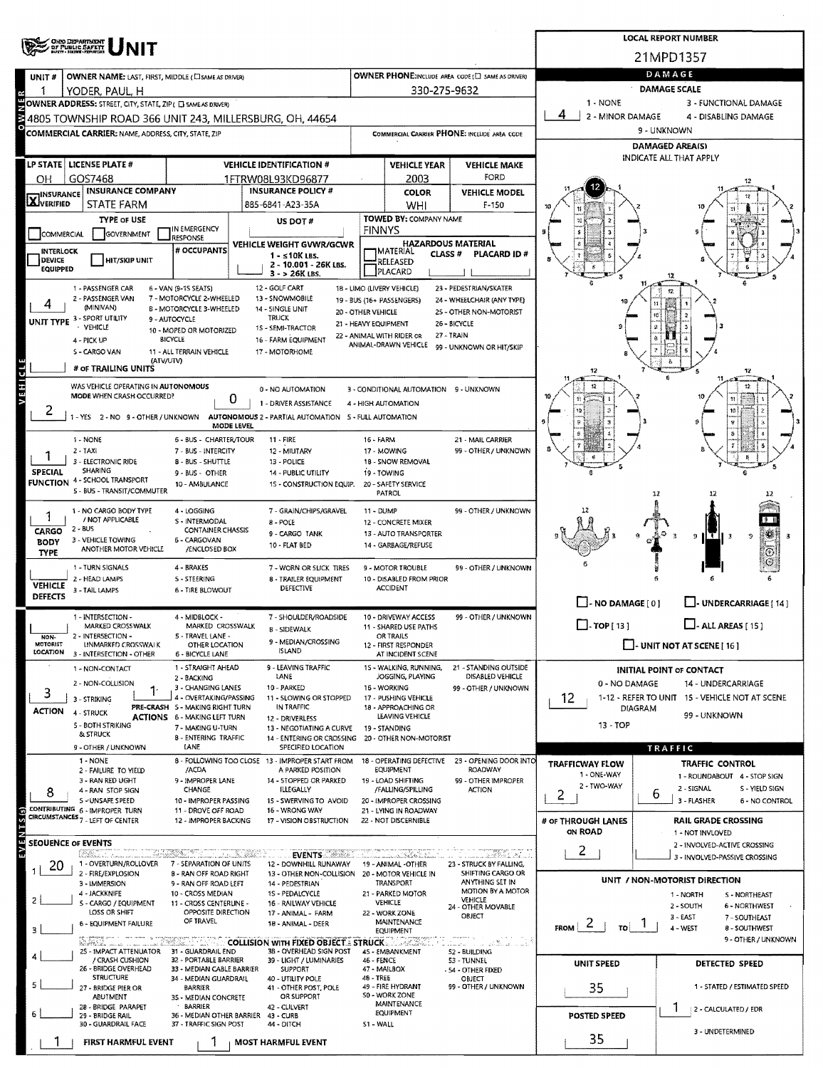# UNIT

**LOCAL REPORT NUMBER:** 21MPD1357

| UNIT # | OWNER NAME: LAST, FIRST, MIDDLE | OWNER PHONE |
|---|---|---|
| 1 | YODER, PAUL, H | 330-275-9632 |

**OWNER ADDRESS:** 4805 TOWNSHIP ROAD 366 UNIT 243, MILLERSBURG, OH, 44654

**COMMERCIAL CARRIER:** NAME, ADDRESS, CITY, STATE, ZIP

**COMMERCIAL CARRIER PHONE:**

| LP STATE | LICENSE PLATE # | VEHICLE IDENTIFICATION # | VEHICLE YEAR | VEHICLE MAKE |
|---|---|---|---|---|
| OH | GOS7468 | 1FTRW08L93KD96877 | 2003 | FORD |

| INSURANCE | INSURANCE COMPANY | INSURANCE POLICY # | COLOR | VEHICLE MODEL |
|---|---|---|---|---|
| X VERIFIED | STATE FARM | 885-6841-A23-35A | WHI | F-150 |

**TYPE OF USE:** COMMERCIAL / GOVERNMENT / IN EMERGENCY RESPONSE

**US DOT #:**

**TOWED BY: COMPANY NAME:** FINNYS

**INTERLOCK DEVICE EQUIPPED / HIT/SKIP UNIT / # OCCUPANTS**

**VEHICLE WEIGHT GVWR/GCWR:** 1 - ≤10K LBS. 2 - 10.001 - 26K LBS. 3 - > 26K LBS.

**HAZARDOUS MATERIAL:** MATERIAL RELEASED / PLACARD — CLASS # — PLACARD ID #

**UNIT TYPE:** 4

1 - PASSENGER CAR; 2 - PASSENGER VAN (MINIVAN); 3 - SPORT UTILITY VEHICLE; 4 - PICK UP; 5 - CARGO VAN; 6 - VAN (9-15 SEATS); 7 - MOTORCYCLE 2-WHEELED; 8 - MOTORCYCLE 3-WHEELED; 9 - AUTOCYCLE; 10 - MOPED OR MOTORIZED BICYCLE; 11 - ALL TERRAIN VEHICLE (ATV/UTV); 12 - GOLF CART; 13 - SNOWMOBILE; 14 - SINGLE UNIT TRUCK; 15 - SEMI-TRACTOR; 16 - FARM EQUIPMENT; 17 - MOTORHOME; 18 - LIMO (LIVERY VEHICLE); 19 - BUS (16+ PASSENGERS); 20 - OTHER VEHICLE; 21 - HEAVY EQUIPMENT; 22 - ANIMAL WITH RIDER OR ANIMAL-DRAWN VEHICLE; 23 - PEDESTRIAN/SKATER; 24 - WHEELCHAIR (ANY TYPE); 25 - OTHER NON-MOTORIST; 26 - BICYCLE; 27 - TRAIN; 99 - UNKNOWN OR HIT/SKIP

**# OF TRAILING UNITS:**

**WAS VEHICLE OPERATING IN AUTONOMOUS MODE WHEN CRASH OCCURRED?** 2 (1 - YES 2 - NO 9 - OTHER / UNKNOWN)

**AUTONOMOUS MODE LEVEL:** 0 (0 - NO AUTOMATION; 1 - DRIVER ASSISTANCE; 2 - PARTIAL AUTOMATION; 3 - CONDITIONAL AUTOMATION; 4 - HIGH AUTOMATION; 5 - FULL AUTOMATION; 9 - UNKNOWN)

**SPECIAL FUNCTION:** 1

1 - NONE; 2 - TAXI; 3 - ELECTRONIC RIDE SHARING; 4 - SCHOOL TRANSPORT; 5 - BUS - TRANSIT/COMMUTER; 6 - BUS - CHARTER/TOUR; 7 - BUS - INTERCITY; 8 - BUS - SHUTTLE; 9 - BUS - OTHER; 10 - AMBULANCE; 11 - FIRE; 12 - MILITARY; 13 - POLICE; 14 - PUBLIC UTILITY; 15 - CONSTRUCTION EQUIP.; 16 - FARM; 17 - MOWING; 18 - SNOW REMOVAL; 19 - TOWING; 20 - SAFETY SERVICE PATROL; 21 - MAIL CARRIER; 99 - OTHER / UNKNOWN

**CARGO BODY TYPE:** 1

1 - NO CARGO BODY TYPE / NOT APPLICABLE; 2 - BUS; 3 - VEHICLE TOWING ANOTHER MOTOR VEHICLE; 4 - LOGGING; 5 - INTERMODAL CONTAINER CHASSIS; 6 - CARGOVAN /ENCLOSED BOX; 7 - GRAIN/CHIPS/GRAVEL; 8 - POLE; 9 - CARGO TANK; 10 - FLAT BED; 11 - DUMP; 12 - CONCRETE MIXER; 13 - AUTO TRANSPORTER; 14 - GARBAGE/REFUSE; 99 - OTHER / UNKNOWN

**VEHICLE DEFECTS:**

1 - TURN SIGNALS; 2 - HEAD LAMPS; 3 - TAIL LAMPS; 4 - BRAKES; 5 - STEERING; 6 - TIRE BLOWOUT; 7 - WORN OR SLICK TIRES; 8 - TRAILER EQUIPMENT DEFECTIVE; 9 - MOTOR TROUBLE; 10 - DISABLED FROM PRIOR ACCIDENT; 99 - OTHER / UNKNOWN

**NON-MOTORIST LOCATION:**

1 - INTERSECTION - MARKED CROSSWALK; 2 - INTERSECTION - UNMARKED CROSSWALK; 3 - INTERSECTION - OTHER; 4 - MIDBLOCK - MARKED CROSSWALK; 5 - TRAVEL LANE - OTHER LOCATION; 6 - BICYCLE LANE; 7 - SHOULDER/ROADSIDE; 8 - SIDEWALK; 9 - MEDIAN/CROSSING ISLAND; 10 - DRIVEWAY ACCESS; 11 - SHARED USE PATHS OR TRAILS; 12 - FIRST RESPONDER AT INCIDENT SCENE; 99 - OTHER / UNKNOWN

**ACTION:** 3

1 - NON-CONTACT; 2 - NON-COLLISION; 3 - STRIKING; 4 - STRUCK; 5 - BOTH STRIKING & STRUCK; 9 - OTHER / UNKNOWN

**PRE-CRASH ACTIONS:** 1

1 - STRAIGHT AHEAD; 2 - BACKING; 3 - CHANGING LANES; 4 - OVERTAKING/PASSING; 5 - MAKING RIGHT TURN; 6 - MAKING LEFT TURN; 7 - MAKING U-TURN; 8 - ENTERING TRAFFIC LANE; 9 - LEAVING TRAFFIC LANE; 10 - PARKED; 11 - SLOWING OR STOPPED IN TRAFFIC; 12 - DRIVERLESS; 13 - NEGOTIATING A CURVE; 14 - ENTERING OR CROSSING SPECIFIED LOCATION; 15 - WALKING, RUNNING, JOGGING, PLAYING; 16 - WORKING; 17 - PUSHING VEHICLE; 18 - APPROACHING OR LEAVING VEHICLE; 19 - STANDING; 20 - OTHER NON-MOTORIST; 21 - STANDING OUTSIDE DISABLED VEHICLE; 99 - OTHER / UNKNOWN

**CONTRIBUTING CIRCUMSTANCES:** 8

1 - NONE; 2 - FAILURE TO YIELD; 3 - RAN RED LIGHT; 4 - RAN STOP SIGN; 5 - UNSAFE SPEED; 6 - IMPROPER TURN; 7 - LEFT OF CENTER; 8 - FOLLOWING TOO CLOSE /ACDA; 9 - IMPROPER LANE CHANGE; 10 - IMPROPER PASSING; 11 - DROVE OFF ROAD; 12 - IMPROPER BACKING; 13 - IMPROPER START FROM A PARKED POSITION; 14 - STOPPED OR PARKED ILLEGALLY; 15 - SWERVING TO AVOID; 16 - WRONG WAY; 17 - VISION OBSTRUCTION; 18 - OPERATING DEFECTIVE EQUIPMENT; 19 - LOAD SHIFTING /FALLING/SPILLING; 20 - IMPROPER CROSSING; 21 - LYING IN ROADWAY; 22 - NOT DISCERNIBLE; 23 - OPENING DOOR INTO ROADWAY; 99 - OTHER IMPROPER ACTION

**SEQUENCE OF EVENTS:** 1: 20; 2: ; 3: ; 4: ; 5: ; 6:

**EVENTS:** 1 - OVERTURN/ROLLOVER; 2 - FIRE/EXPLOSION; 3 - IMMERSION; 4 - JACKKNIFE; 5 - CARGO / EQUIPMENT LOSS OR SHIFT; 6 - EQUIPMENT FAILURE; 7 - SEPARATION OF UNITS; 8 - RAN OFF ROAD RIGHT; 9 - RAN OFF ROAD LEFT; 10 - CROSS MEDIAN; 11 - CROSS CENTERLINE - OPPOSITE DIRECTION OF TRAVEL; 12 - DOWNHILL RUNAWAY; 13 - OTHER NON-COLLISION; 14 - PEDESTRIAN; 15 - PEDALCYCLE; 16 - RAILWAY VEHICLE; 17 - ANIMAL - FARM; 18 - ANIMAL - DEER; 19 - ANIMAL -OTHER; 20 - MOTOR VEHICLE IN TRANSPORT; 21 - PARKED MOTOR VEHICLE; 22 - WORK ZONE MAINTENANCE EQUIPMENT; 23 - STRUCK BY FALLING, SHIFTING CARGO OR ANYTHING SET IN MOTION BY A MOTOR VEHICLE; 24 - OTHER MOVABLE OBJECT

**COLLISION WITH FIXED OBJECT - STRUCK:** 25 - IMPACT ATTENUATOR / CRASH CUSHION; 26 - BRIDGE OVERHEAD STRUCTURE; 27 - BRIDGE PIER OR ABUTMENT; 28 - BRIDGE PARAPET; 29 - BRIDGE RAIL; 30 - GUARDRAIL FACE; 31 - GUARDRAIL END; 32 - PORTABLE BARRIER; 33 - MEDIAN CABLE BARRIER; 34 - MEDIAN GUARDRAIL BARRIER; 35 - MEDIAN CONCRETE BARRIER; 36 - MEDIAN OTHER BARRIER; 37 - TRAFFIC SIGN POST; 38 - OVERHEAD SIGN POST; 39 - LIGHT / LUMINARIES SUPPORT; 40 - UTILITY POLE; 41 - OTHER POST, POLE OR SUPPORT; 42 - CULVERT; 43 - CURB; 44 - DITCH; 45 - EMBANKMENT; 46 - FENCE; 47 - MAILBOX; 48 - TREE; 49 - FIRE HYDRANT; 50 - WORK ZONE MAINTENANCE EQUIPMENT; 51 - WALL; 52 - BUILDING; 53 - TUNNEL; 54 - OTHER FIXED OBJECT; 99 - OTHER / UNKNOWN

**FIRST HARMFUL EVENT:** 1 **MOST HARMFUL EVENT:** 1

## DAMAGE

**DAMAGE SCALE:** 4 (1 - NONE; 2 - MINOR DAMAGE; 3 - FUNCTIONAL DAMAGE; 4 - DISABLING DAMAGE; 9 - UNKNOWN)

**DAMAGED AREA(S)** — INDICATE ALL THAT APPLY: 12

- NO DAMAGE [0]
- UNDERCARRIAGE [14]
- TOP [13]
- ALL AREAS [15]
- UNIT NOT AT SCENE [16]

**INITIAL POINT OF CONTACT:** 12 (0 - NO DAMAGE; 1-12 - REFER TO UNIT DIAGRAM; 13 - TOP; 14 - UNDERCARRIAGE; 15 - VEHICLE NOT AT SCENE; 99 - UNKNOWN)

## TRAFFIC

**TRAFFICWAY FLOW:** 2 (1 - ONE-WAY; 2 - TWO-WAY)

**TRAFFIC CONTROL:** 6 (1 - ROUNDABOUT; 2 - SIGNAL; 3 - FLASHER; 4 - STOP SIGN; 5 - YIELD SIGN; 6 - NO CONTROL)

**# OF THROUGH LANES ON ROAD:** 2

**RAIL GRADE CROSSING:** (1 - NOT INVLOVED; 2 - INVOLVED-ACTIVE CROSSING; 3 - INVOLVED-PASSIVE CROSSING)

**UNIT / NON-MOTORIST DIRECTION:** FROM 2 TO 1 (1 - NORTH; 2 - SOUTH; 3 - EAST; 4 - WEST; 5 - NORTHEAST; 6 - NORTHWEST; 7 - SOUTHEAST; 8 - SOUTHWEST; 9 - OTHER / UNKNOWN)

**UNIT SPEED:** 35

**DETECTED SPEED:** 1 (1 - STATED / ESTIMATED SPEED; 2 - CALCULATED / EDR; 3 - UNDETERMINED)

**POSTED SPEED:** 35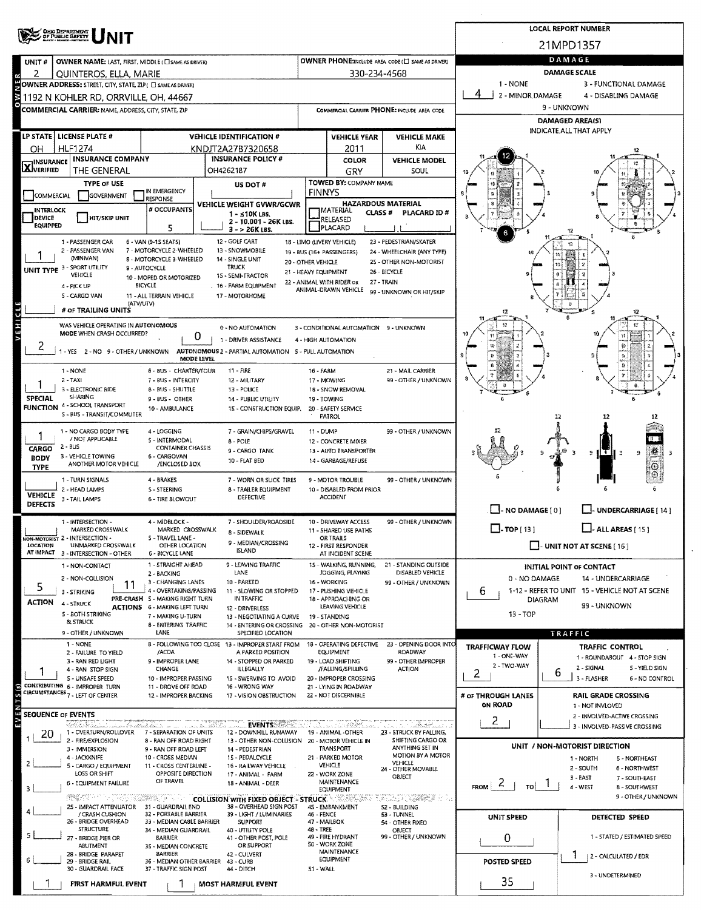# OHIO DEPARTMENT OF PUBLIC SAFETY UNIT

**LOCAL REPORT NUMBER:** 21MPD1357

## OWNER

| UNIT # | OWNER NAME: LAST, FIRST, MIDDLE (☐ SAME AS DRIVER) | OWNER PHONE: INCLUDE AREA CODE (☐ SAME AS DRIVER) |
|---|---|---|
| 2 | QUINTEROS, ELLA, MARIE | 330-234-4568 |

**OWNER ADDRESS:** STREET, CITY, STATE, ZIP (☐ SAME AS DRIVER)
1192 N KOHLER RD, ORRVILLE, OH, 44667

**COMMERCIAL CARRIER:** NAME, ADDRESS, CITY, STATE, ZIP

**COMMERCIAL CARRIER PHONE:** INCLUDE AREA CODE

## VEHICLE

| LP STATE | LICENSE PLATE # | VEHICLE IDENTIFICATION # | VEHICLE YEAR | VEHICLE MAKE |
|---|---|---|---|---|
| OH | HLF1274 | KNDJT2A27B7320658 | 2011 | KIA |

| INSURANCE VERIFIED | INSURANCE COMPANY | INSURANCE POLICY # | COLOR | VEHICLE MODEL |
|---|---|---|---|---|
| X | THE GENERAL | OH4262187 | GRY | SOUL |

**TYPE OF USE:** ☐ COMMERCIAL ☐ GOVERNMENT ☐ IN EMERGENCY RESPONSE ☐ INTERLOCK DEVICE EQUIPPED ☐ HIT/SKIP UNIT

**US DOT #:**

**# OCCUPANTS:** 5

**VEHICLE WEIGHT GVWR/GCWR:** 1 - ≤10K LBS. 2 - 10,001 - 26K LBS. 3 - > 26K LBS.

**TOWED BY: COMPANY NAME:** FINNYS

**HAZARDOUS MATERIAL:** ☐ MATERIAL CLASS # ☐ RELEASED ☐ PLACARD — PLACARD ID #

**UNIT TYPE:** 1
1 - PASSENGER CAR; 2 - PASSENGER VAN (MINIVAN); 3 - SPORT UTILITY VEHICLE; 4 - PICK UP; 5 - CARGO VAN; 6 - VAN (9-15 SEATS); 7 - MOTORCYCLE 2-WHEELED; 8 - MOTORCYCLE 3-WHEELED; 9 - AUTOCYCLE; 10 - MOPED OR MOTORIZED BICYCLE; 11 - ALL TERRAIN VEHICLE (ATV/UTV); 12 - GOLF CART; 13 - SNOWMOBILE; 14 - SINGLE UNIT TRUCK; 15 - SEMI-TRACTOR; 16 - FARM EQUIPMENT; 17 - MOTORHOME; 18 - LIMO (LIVERY VEHICLE); 19 - BUS (16+ PASSENGERS); 20 - OTHER VEHICLE; 21 - HEAVY EQUIPMENT; 22 - ANIMAL WITH RIDER OR ANIMAL-DRAWN VEHICLE; 23 - PEDESTRIAN/SKATER; 24 - WHEELCHAIR (ANY TYPE); 25 - OTHER NON-MOTORIST; 26 - BICYCLE; 27 - TRAIN; 99 - UNKNOWN OR HIT/SKIP

**# OF TRAILING UNITS:**

**WAS VEHICLE OPERATING IN AUTONOMOUS MODE WHEN CRASH OCCURRED?** 2
1 - YES 2 - NO 9 - OTHER / UNKNOWN

**AUTONOMOUS MODE LEVEL:** 0
0 - NO AUTOMATION; 1 - DRIVER ASSISTANCE; 2 - PARTIAL AUTOMATION; 3 - CONDITIONAL AUTOMATION; 4 - HIGH AUTOMATION; 5 - FULL AUTOMATION; 9 - UNKNOWN

**SPECIAL FUNCTION:** 1
1 - NONE; 2 - TAXI; 3 - ELECTRONIC RIDE SHARING; 4 - SCHOOL TRANSPORT; 5 - BUS - TRANSIT/COMMUTER; 6 - BUS - CHARTER/TOUR; 7 - BUS - INTERCITY; 8 - BUS - SHUTTLE; 9 - BUS - OTHER; 10 - AMBULANCE; 11 - FIRE; 12 - MILITARY; 13 - POLICE; 14 - PUBLIC UTILITY; 15 - CONSTRUCTION EQUIP.; 16 - FARM; 17 - MOWING; 18 - SNOW REMOVAL; 19 - TOWING; 20 - SAFETY SERVICE PATROL; 21 - MAIL CARRIER; 99 - OTHER / UNKNOWN

**CARGO BODY TYPE:** 1
1 - NO CARGO BODY TYPE / NOT APPLICABLE; 2 - BUS; 3 - VEHICLE TOWING ANOTHER MOTOR VEHICLE; 4 - LOGGING; 5 - INTERMODAL CONTAINER CHASSIS; 6 - CARGOVAN /ENCLOSED BOX; 7 - GRAIN/CHIPS/GRAVEL; 8 - POLE; 9 - CARGO TANK; 10 - FLAT BED; 11 - DUMP; 12 - CONCRETE MIXER; 13 - AUTO TRANSPORTER; 14 - GARBAGE/REFUSE; 99 - OTHER / UNKNOWN

**VEHICLE DEFECTS:**
1 - TURN SIGNALS; 2 - HEAD LAMPS; 3 - TAIL LAMPS; 4 - BRAKES; 5 - STEERING; 6 - TIRE BLOWOUT; 7 - WORN OR SLICK TIRES; 8 - TRAILER EQUIPMENT DEFECTIVE; 9 - MOTOR TROUBLE; 10 - DISABLED FROM PRIOR ACCIDENT; 99 - OTHER / UNKNOWN

**NON-MOTORIST LOCATION AT IMPACT:**
1 - INTERSECTION - MARKED CROSSWALK; 2 - INTERSECTION - UNMARKED CROSSWALK; 3 - INTERSECTION - OTHER; 4 - MIDBLOCK - MARKED CROSSWALK; 5 - TRAVEL LANE - OTHER LOCATION; 6 - BICYCLE LANE; 7 - SHOULDER/ROADSIDE; 8 - SIDEWALK; 9 - MEDIAN/CROSSING ISLAND; 10 - DRIVEWAY ACCESS; 11 - SHARED USE PATHS OR TRAILS; 12 - FIRST RESPONDER AT INCIDENT SCENE; 99 - OTHER / UNKNOWN

**ACTION:** 5
1 - NON-CONTACT; 2 - NON-COLLISION; 3 - STRIKING; 4 - STRUCK; 5 - BOTH STRIKING & STRUCK; 9 - OTHER / UNKNOWN

**PRE-CRASH ACTIONS:** 11
1 - STRAIGHT AHEAD; 2 - BACKING; 3 - CHANGING LANES; 4 - OVERTAKING/PASSING; 5 - MAKING RIGHT TURN; 6 - MAKING LEFT TURN; 7 - MAKING U-TURN; 8 - ENTERING TRAFFIC LANE; 9 - LEAVING TRAFFIC LANE; 10 - PARKED; 11 - SLOWING OR STOPPED IN TRAFFIC; 12 - DRIVERLESS; 13 - NEGOTIATING A CURVE; 14 - ENTERING OR CROSSING SPECIFIED LOCATION; 15 - WALKING, RUNNING, JOGGING, PLAYING; 16 - WORKING; 17 - PUSHING VEHICLE; 18 - APPROACHING OR LEAVING VEHICLE; 19 - STANDING; 20 - OTHER NON-MOTORIST; 21 - STANDING OUTSIDE DISABLED VEHICLE; 99 - OTHER / UNKNOWN

**CONTRIBUTING CIRCUMSTANCES:** 1
1 - NONE; 2 - FAILURE TO YIELD; 3 - RAN RED LIGHT; 4 - RAN STOP SIGN; 5 - UNSAFE SPEED; 6 - IMPROPER TURN; 7 - LEFT OF CENTER; 8 - FOLLOWING TOO CLOSE /ACDA; 9 - IMPROPER LANE CHANGE; 10 - IMPROPER PASSING; 11 - DROVE OFF ROAD; 12 - IMPROPER BACKING; 13 - IMPROPER START FROM A PARKED POSITION; 14 - STOPPED OR PARKED ILLEGALLY; 15 - SWERVING TO AVOID; 16 - WRONG WAY; 17 - VISION OBSTRUCTION; 18 - OPERATING DEFECTIVE EQUIPMENT; 19 - LOAD SHIFTING /FALLING/SPILLING; 20 - IMPROPER CROSSING; 21 - LYING IN ROADWAY; 22 - NOT DISCERNIBLE; 23 - OPENING DOOR INTO ROADWAY; 99 - OTHER IMPROPER ACTION

## EVENTS

**SEQUENCE OF EVENTS:**
1: 20
2:
3:
4:
5:
6:

**EVENTS:** 1 - OVERTURN/ROLLOVER; 2 - FIRE/EXPLOSION; 3 - IMMERSION; 4 - JACKKNIFE; 5 - CARGO / EQUIPMENT LOSS OR SHIFT; 6 - EQUIPMENT FAILURE; 7 - SEPARATION OF UNITS; 8 - RAN OFF ROAD RIGHT; 9 - RAN OFF ROAD LEFT; 10 - CROSS MEDIAN; 11 - CROSS CENTERLINE - OPPOSITE DIRECTION OF TRAVEL; 12 - DOWNHILL RUNAWAY; 13 - OTHER NON-COLLISION; 14 - PEDESTRIAN; 15 - PEDALCYCLE; 16 - RAILWAY VEHICLE; 17 - ANIMAL - FARM; 18 - ANIMAL - DEER; 19 - ANIMAL -OTHER; 20 - MOTOR VEHICLE IN TRANSPORT; 21 - PARKED MOTOR VEHICLE; 22 - WORK ZONE MAINTENANCE EQUIPMENT; 23 - STRUCK BY FALLING, SHIFTING CARGO OR ANYTHING SET IN MOTION BY A MOTOR VEHICLE; 24 - OTHER MOVABLE OBJECT

**COLLISION WITH FIXED OBJECT - STRUCK:** 25 - IMPACT ATTENUATOR / CRASH CUSHION; 26 - BRIDGE OVERHEAD STRUCTURE; 27 - BRIDGE PIER OR ABUTMENT; 28 - BRIDGE PARAPET; 29 - BRIDGE RAIL; 30 - GUARDRAIL FACE; 31 - GUARDRAIL END; 32 - PORTABLE BARRIER; 33 - MEDIAN CABLE BARRIER; 34 - MEDIAN GUARDRAIL BARRIER; 35 - MEDIAN CONCRETE BARRIER; 36 - MEDIAN OTHER BARRIER; 37 - TRAFFIC SIGN POST; 38 - OVERHEAD SIGN POST; 39 - LIGHT / LUMINARIES SUPPORT; 40 - UTILITY POLE; 41 - OTHER POST, POLE OR SUPPORT; 42 - CULVERT; 43 - CURB; 44 - DITCH; 45 - EMBANKMENT; 46 - FENCE; 47 - MAILBOX; 48 - TREE; 49 - FIRE HYDRANT; 50 - WORK ZONE MAINTENANCE EQUIPMENT; 51 - WALL; 52 - BUILDING; 53 - TUNNEL; 54 - OTHER FIXED OBJECT; 99 - OTHER / UNKNOWN

**FIRST HARMFUL EVENT:** 1
**MOST HARMFUL EVENT:** 1

## DAMAGE

**DAMAGE SCALE:** 4
1 - NONE; 2 - MINOR DAMAGE; 3 - FUNCTIONAL DAMAGE; 4 - DISABLING DAMAGE; 9 - UNKNOWN

**DAMAGED AREA(S)** — INDICATE ALL THAT APPLY: 12, 6

☐ NO DAMAGE [0] ☐ UNDERCARRIAGE [14] ☐ TOP [13] ☐ ALL AREAS [15] ☐ UNIT NOT AT SCENE [16]

**INITIAL POINT OF CONTACT:** 6
0 - NO DAMAGE; 1-12 - REFER TO UNIT DIAGRAM; 13 - TOP; 14 - UNDERCARRIAGE; 15 - VEHICLE NOT AT SCENE; 99 - UNKNOWN

## TRAFFIC

**TRAFFICWAY FLOW:** 2
1 - ONE-WAY; 2 - TWO-WAY

**TRAFFIC CONTROL:** 6
1 - ROUNDABOUT; 2 - SIGNAL; 3 - FLASHER; 4 - STOP SIGN; 5 - YIELD SIGN; 6 - NO CONTROL

**# OF THROUGH LANES ON ROAD:** 2

**RAIL GRADE CROSSING:**
1 - NOT INVLOVED; 2 - INVOLVED-ACTIVE CROSSING; 3 - INVOLVED-PASSIVE CROSSING

**UNIT / NON-MOTORIST DIRECTION:** FROM 2 TO 1
1 - NORTH; 2 - SOUTH; 3 - EAST; 4 - WEST; 5 - NORTHEAST; 6 - NORTHWEST; 7 - SOUTHEAST; 8 - SOUTHWEST; 9 - OTHER / UNKNOWN

**UNIT SPEED:** 0

**POSTED SPEED:** 35

**DETECTED SPEED:** 1
1 - STATED / ESTIMATED SPEED; 2 - CALCULATED / EDR; 3 - UNDETERMINED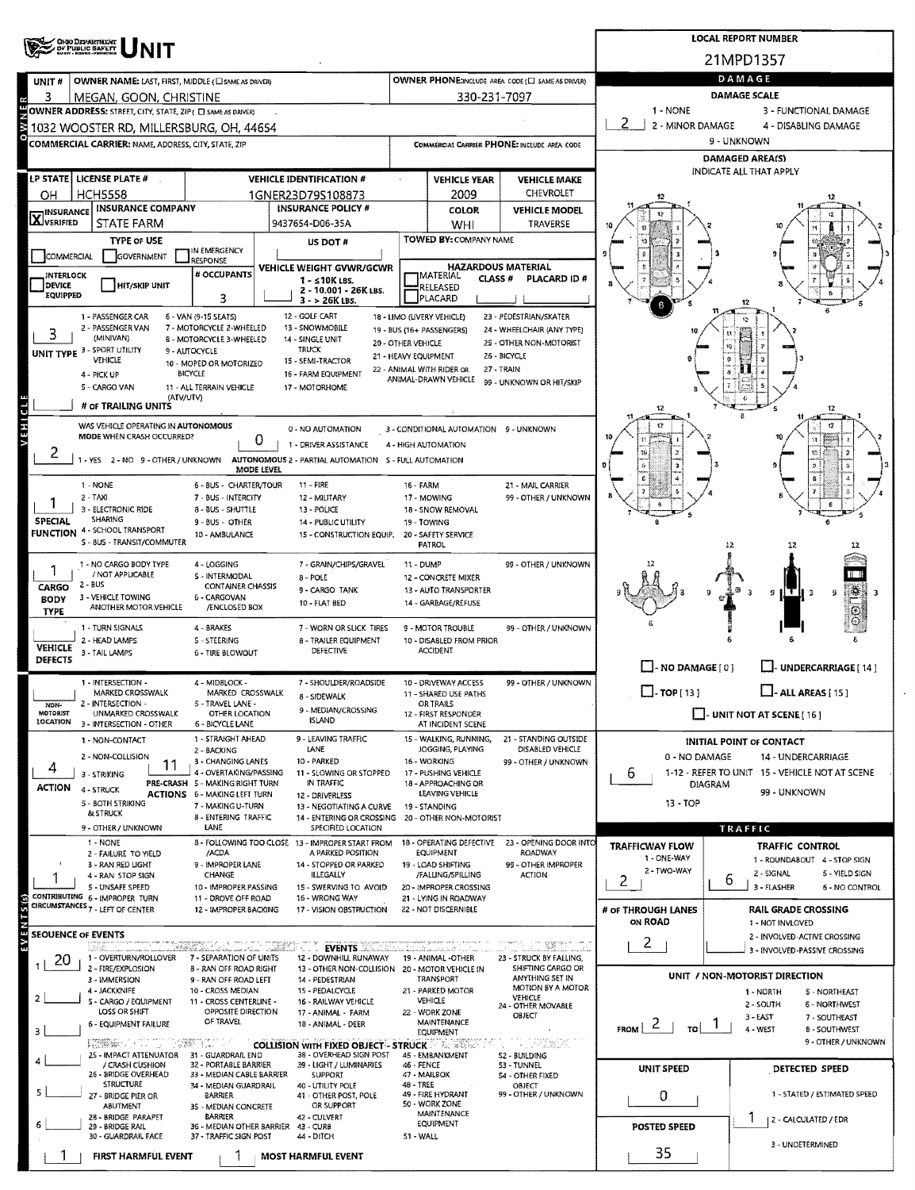# OHIO DEPARTMENT OF PUBLIC SAFETY — UNIT

**LOCAL REPORT NUMBER:** 21MPD1357

## Owner

| UNIT # | OWNER NAME: LAST, FIRST, MIDDLE (☐ SAME AS DRIVER) | OWNER PHONE: INCLUDE AREA CODE (☐ SAME AS DRIVER) |
| --- | --- | --- |
| 3 | MEGAN, GOON, CHRISTINE | 330-231-7097 |

**OWNER ADDRESS:** STREET, CITY, STATE, ZIP (☐ SAME AS DRIVER)
1032 WOOSTER RD, MILLERSBURG, OH, 44654

**COMMERCIAL CARRIER:** NAME, ADDRESS, CITY, STATE, ZIP — **COMMERCIAL CARRIER PHONE:** INCLUDE AREA CODE

## Vehicle

| LP STATE | LICENSE PLATE # | VEHICLE IDENTIFICATION # | VEHICLE YEAR | VEHICLE MAKE |
| --- | --- | --- | --- | --- |
| OH | HCH5558 | 1GNER23D79S108873 | 2009 | CHEVROLET |

| INSURANCE | INSURANCE COMPANY | INSURANCE POLICY # | COLOR | VEHICLE MODEL |
| --- | --- | --- | --- | --- |
| [X] VERIFIED | STATE FARM | 9437654-D06-35A | WHI | TRAVERSE |

**TYPE OF USE:** ☐ COMMERCIAL ☐ GOVERNMENT ☐ IN EMERGENCY RESPONSE
**US DOT #:**
**TOWED BY:** COMPANY NAME
☐ INTERLOCK DEVICE EQUIPPED ☐ HIT/SKIP UNIT
**# OCCUPANTS:** 3
**VEHICLE WEIGHT GVWR/GCWR:** 1 - ≤10K LBS. 2 - 10.001 - 26K LBS. 3 - > 26K LBS.
**HAZARDOUS MATERIAL:** ☐ MATERIAL RELEASED ☐ PLACARD — CLASS # — PLACARD ID #

**UNIT TYPE:** 3
1 - PASSENGER CAR, 2 - PASSENGER VAN (MINIVAN), 3 - SPORT UTILITY VEHICLE, 4 - PICK UP, 5 - CARGO VAN, 6 - VAN (9-15 SEATS), 7 - MOTORCYCLE 2-WHEELED, 8 - MOTORCYCLE 3-WHEELED, 9 - AUTOCYCLE, 10 - MOPED OR MOTORIZED BICYCLE, 11 - ALL TERRAIN VEHICLE (ATV/UTV), 12 - GOLF CART, 13 - SNOWMOBILE, 14 - SINGLE UNIT TRUCK, 15 - SEMI-TRACTOR, 16 - FARM EQUIPMENT, 17 - MOTORHOME, 18 - LIMO (LIVERY VEHICLE), 19 - BUS (16+ PASSENGERS), 20 - OTHER VEHICLE, 21 - HEAVY EQUIPMENT, 22 - ANIMAL WITH RIDER OR ANIMAL-DRAWN VEHICLE, 23 - PEDESTRIAN/SKATER, 24 - WHEELCHAIR (ANY TYPE), 25 - OTHER NON-MOTORIST, 26 - BICYCLE, 27 - TRAIN, 99 - UNKNOWN OR HIT/SKIP

**# OF TRAILING UNITS:**

**WAS VEHICLE OPERATING IN AUTONOMOUS MODE WHEN CRASH OCCURRED?** 2 (1 - YES 2 - NO 9 - OTHER / UNKNOWN)
**AUTONOMOUS MODE LEVEL:** 0 (0 - NO AUTOMATION, 1 - DRIVER ASSISTANCE, 2 - PARTIAL AUTOMATION, 3 - CONDITIONAL AUTOMATION, 4 - HIGH AUTOMATION, 5 - FULL AUTOMATION, 9 - UNKNOWN)

**SPECIAL FUNCTION:** 1
1 - NONE, 2 - TAXI, 3 - ELECTRONIC RIDE SHARING, 4 - SCHOOL TRANSPORT, 5 - BUS - TRANSIT/COMMUTER, 6 - BUS - CHARTER/TOUR, 7 - BUS - INTERCITY, 8 - BUS - SHUTTLE, 9 - BUS - OTHER, 10 - AMBULANCE, 11 - FIRE, 12 - MILITARY, 13 - POLICE, 14 - PUBLIC UTILITY, 15 - CONSTRUCTION EQUIP., 16 - FARM, 17 - MOWING, 18 - SNOW REMOVAL, 19 - TOWING, 20 - SAFETY SERVICE PATROL, 21 - MAIL CARRIER, 99 - OTHER / UNKNOWN

**CARGO BODY TYPE:** 1
1 - NO CARGO BODY TYPE / NOT APPLICABLE, 2 - BUS, 3 - VEHICLE TOWING ANOTHER MOTOR VEHICLE, 4 - LOGGING, 5 - INTERMODAL CONTAINER CHASSIS, 6 - CARGOVAN /ENCLOSED BOX, 7 - GRAIN/CHIPS/GRAVEL, 8 - POLE, 9 - CARGO TANK, 10 - FLAT BED, 11 - DUMP, 12 - CONCRETE MIXER, 13 - AUTO TRANSPORTER, 14 - GARBAGE/REFUSE, 99 - OTHER / UNKNOWN

**VEHICLE DEFECTS:**
1 - TURN SIGNALS, 2 - HEAD LAMPS, 3 - TAIL LAMPS, 4 - BRAKES, 5 - STEERING, 6 - TIRE BLOWOUT, 7 - WORN OR SLICK TIRES, 8 - TRAILER EQUIPMENT DEFECTIVE, 9 - MOTOR TROUBLE, 10 - DISABLED FROM PRIOR ACCIDENT, 99 - OTHER / UNKNOWN

**NON-MOTORIST LOCATION:**
1 - INTERSECTION - MARKED CROSSWALK, 2 - INTERSECTION - UNMARKED CROSSWALK, 3 - INTERSECTION - OTHER, 4 - MIDBLOCK - MARKED CROSSWALK, 5 - TRAVEL LANE - OTHER LOCATION, 6 - BICYCLE LANE, 7 - SHOULDER/ROADSIDE, 8 - SIDEWALK, 9 - MEDIAN/CROSSING ISLAND, 10 - DRIVEWAY ACCESS, 11 - SHARED USE PATHS OR TRAILS, 12 - FIRST RESPONDER AT INCIDENT SCENE, 99 - OTHER / UNKNOWN

**ACTION:** 4
1 - NON-CONTACT, 2 - NON-COLLISION, 3 - STRIKING, 4 - STRUCK, 5 - BOTH STRIKING & STRUCK, 9 - OTHER / UNKNOWN

**PRE-CRASH ACTIONS:** 11
1 - STRAIGHT AHEAD, 2 - BACKING, 3 - CHANGING LANES, 4 - OVERTAKING/PASSING, 5 - MAKING RIGHT TURN, 6 - MAKING LEFT TURN, 7 - MAKING U-TURN, 8 - ENTERING TRAFFIC LANE, 9 - LEAVING TRAFFIC LANE, 10 - PARKED, 11 - SLOWING OR STOPPED IN TRAFFIC, 12 - DRIVERLESS, 13 - NEGOTIATING A CURVE, 14 - ENTERING OR CROSSING SPECIFIED LOCATION, 15 - WALKING, RUNNING, JOGGING, PLAYING, 16 - WORKING, 17 - PUSHING VEHICLE, 18 - APPROACHING OR LEAVING VEHICLE, 19 - STANDING, 20 - OTHER NON-MOTORIST, 21 - STANDING OUTSIDE DISABLED VEHICLE, 99 - OTHER / UNKNOWN

**CONTRIBUTING CIRCUMSTANCES:** 1
1 - NONE, 2 - FAILURE TO YIELD, 3 - RAN RED LIGHT, 4 - RAN STOP SIGN, 5 - UNSAFE SPEED, 6 - IMPROPER TURN, 7 - LEFT OF CENTER, 8 - FOLLOWING TOO CLOSE /ACDA, 9 - IMPROPER LANE CHANGE, 10 - IMPROPER PASSING, 11 - DROVE OFF ROAD, 12 - IMPROPER BACKING, 13 - IMPROPER START FROM A PARKED POSITION, 14 - STOPPED OR PARKED ILLEGALLY, 15 - SWERVING TO AVOID, 16 - WRONG WAY, 17 - VISION OBSTRUCTION, 18 - OPERATING DEFECTIVE EQUIPMENT, 19 - LOAD SHIFTING /FALLING/SPILLING, 20 - IMPROPER CROSSING, 21 - LYING IN ROADWAY, 22 - NOT DISCERNIBLE, 23 - OPENING DOOR INTO ROADWAY, 99 - OTHER IMPROPER ACTION

## Events

**SEQUENCE OF EVENTS:** 1: 20; 2: ; 3: ; 4: ; 5: ; 6:

**EVENTS:** 1 - OVERTURN/ROLLOVER, 2 - FIRE/EXPLOSION, 3 - IMMERSION, 4 - JACKKNIFE, 5 - CARGO / EQUIPMENT LOSS OR SHIFT, 6 - EQUIPMENT FAILURE, 7 - SEPARATION OF UNITS, 8 - RAN OFF ROAD RIGHT, 9 - RAN OFF ROAD LEFT, 10 - CROSS MEDIAN, 11 - CROSS CENTERLINE - OPPOSITE DIRECTION OF TRAVEL, 12 - DOWNHILL RUNAWAY, 13 - OTHER NON-COLLISION, 14 - PEDESTRIAN, 15 - PEDALCYCLE, 16 - RAILWAY VEHICLE, 17 - ANIMAL - FARM, 18 - ANIMAL - DEER, 19 - ANIMAL -OTHER, 20 - MOTOR VEHICLE IN TRANSPORT, 21 - PARKED MOTOR VEHICLE, 22 - WORK ZONE MAINTENANCE EQUIPMENT, 23 - STRUCK BY FALLING, SHIFTING CARGO OR ANYTHING SET IN MOTION BY A MOTOR VEHICLE, 24 - OTHER MOVABLE OBJECT

**COLLISION WITH FIXED OBJECT - STRUCK:** 25 - IMPACT ATTENUATOR / CRASH CUSHION, 26 - BRIDGE OVERHEAD STRUCTURE, 27 - BRIDGE PIER OR ABUTMENT, 28 - BRIDGE PARAPET, 29 - BRIDGE RAIL, 30 - GUARDRAIL FACE, 31 - GUARDRAIL END, 32 - PORTABLE BARRIER, 33 - MEDIAN CABLE BARRIER, 34 - MEDIAN GUARDRAIL BARRIER, 35 - MEDIAN CONCRETE BARRIER, 36 - MEDIAN OTHER BARRIER, 37 - TRAFFIC SIGN POST, 38 - OVERHEAD SIGN POST, 39 - LIGHT / LUMINARIES SUPPORT, 40 - UTILITY POLE, 41 - OTHER POST, POLE OR SUPPORT, 42 - CULVERT, 43 - CURB, 44 - DITCH, 45 - EMBANKMENT, 46 - FENCE, 47 - MAILBOX, 48 - TREE, 49 - FIRE HYDRANT, 50 - WORK ZONE MAINTENANCE EQUIPMENT, 51 - WALL, 52 - BUILDING, 53 - TUNNEL, 54 - OTHER FIXED OBJECT, 99 - OTHER / UNKNOWN

**FIRST HARMFUL EVENT:** 1 **MOST HARMFUL EVENT:** 1

## Damage

**DAMAGE SCALE:** 2 (1 - NONE, 2 - MINOR DAMAGE, 3 - FUNCTIONAL DAMAGE, 4 - DISABLING DAMAGE, 9 - UNKNOWN)

**DAMAGED AREA(S)** — INDICATE ALL THAT APPLY: 6

☐ - NO DAMAGE [ 0 ] ☐ - UNDERCARRIAGE [ 14 ] ☐ - TOP [ 13 ] ☐ - ALL AREAS [ 15 ] ☐ - UNIT NOT AT SCENE [ 16 ]

**INITIAL POINT OF CONTACT:** 6
0 - NO DAMAGE, 1-12 - REFER TO UNIT DIAGRAM, 13 - TOP, 14 - UNDERCARRIAGE, 15 - VEHICLE NOT AT SCENE, 99 - UNKNOWN

## Traffic

**TRAFFICWAY FLOW:** 2 (1 - ONE-WAY, 2 - TWO-WAY)
**TRAFFIC CONTROL:** 6 (1 - ROUNDABOUT, 2 - SIGNAL, 3 - FLASHER, 4 - STOP SIGN, 5 - YIELD SIGN, 6 - NO CONTROL)
**# OF THROUGH LANES ON ROAD:** 2
**RAIL GRADE CROSSING:** 1 - NOT INVLOVED, 2 - INVOLVED-ACTIVE CROSSING, 3 - INVOLVED-PASSIVE CROSSING

**UNIT / NON-MOTORIST DIRECTION:** FROM 2 TO 1
1 - NORTH, 2 - SOUTH, 3 - EAST, 4 - WEST, 5 - NORTHEAST, 6 - NORTHWEST, 7 - SOUTHEAST, 8 - SOUTHWEST, 9 - OTHER / UNKNOWN

**UNIT SPEED:** 0
**POSTED SPEED:** 35
**DETECTED SPEED:** 1 (1 - STATED / ESTIMATED SPEED, 2 - CALCULATED / EDR, 3 - UNDETERMINED)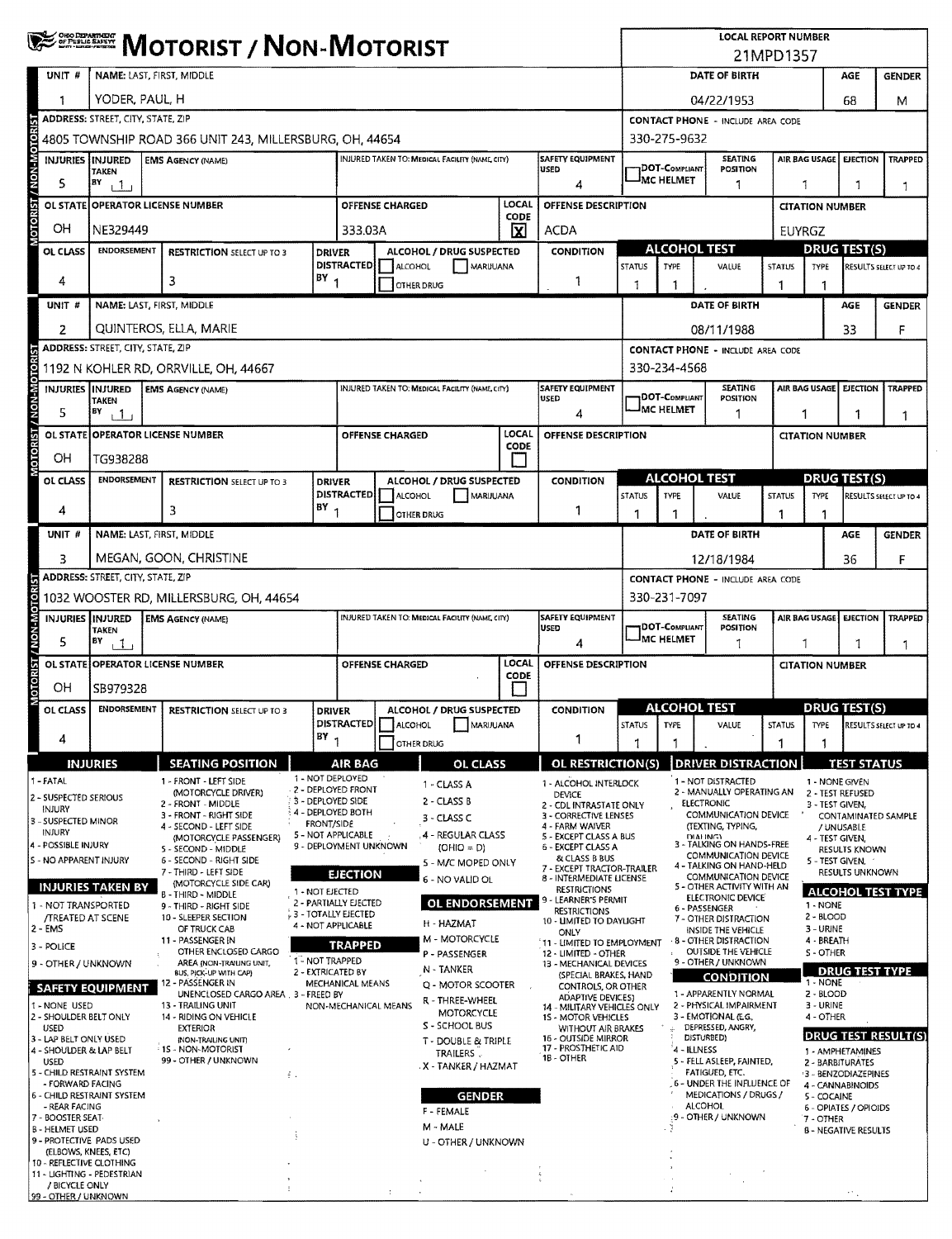# MOTORIST / NON-MOTORIST

**LOCAL REPORT NUMBER:** 21MPD1357

## Unit 1

| UNIT # | NAME: LAST, FIRST, MIDDLE | DATE OF BIRTH | AGE | GENDER |
|---|---|---|---|---|
| 1 | YODER, PAUL, H | 04/22/1953 | 68 | M |

| ADDRESS: STREET, CITY, STATE, ZIP | CONTACT PHONE - INCLUDE AREA CODE |
|---|---|
| 4805 TOWNSHIP ROAD 366 UNIT 243, MILLERSBURG, OH, 44654 | 330-275-9632 |

| INJURIES | INJURED TAKEN BY | EMS AGENCY (NAME) | INJURED TAKEN TO: MEDICAL FACILITY (NAME, CITY) | SAFETY EQUIPMENT USED | DOT-COMPLIANT MC HELMET | SEATING POSITION | AIR BAG USAGE | EJECTION | TRAPPED |
|---|---|---|---|---|---|---|---|---|---|
| 5 | 1 | | | 4 | | 1 | 1 | 1 | 1 |

| OL STATE | OPERATOR LICENSE NUMBER | OFFENSE CHARGED | LOCAL CODE | OFFENSE DESCRIPTION | CITATION NUMBER |
|---|---|---|---|---|---|
| OH | NE329449 | 333.03A | X | ACDA | EUYRGZ |

| OL CLASS | ENDORSEMENT | RESTRICTION SELECT UP TO 3 | DRIVER DISTRACTED BY | ALCOHOL / DRUG SUSPECTED | CONDITION | ALCOHOL TEST STATUS | ALCOHOL TEST TYPE | ALCOHOL TEST VALUE | DRUG TEST STATUS | DRUG TEST TYPE | DRUG TEST RESULTS SELECT UP TO 4 |
|---|---|---|---|---|---|---|---|---|---|---|---|
| 4 | | 3 | 1 | ☐ ALCOHOL ☐ MARIJUANA ☐ OTHER DRUG | 1 | 1 | 1 | . | 1 | 1 | |

## Unit 2

| UNIT # | NAME: LAST, FIRST, MIDDLE | DATE OF BIRTH | AGE | GENDER |
|---|---|---|---|---|
| 2 | QUINTEROS, ELLA, MARIE | 08/11/1988 | 33 | F |

| ADDRESS: STREET, CITY, STATE, ZIP | CONTACT PHONE - INCLUDE AREA CODE |
|---|---|
| 1192 N KOHLER RD, ORRVILLE, OH, 44667 | 330-234-4568 |

| INJURIES | INJURED TAKEN BY | EMS AGENCY (NAME) | INJURED TAKEN TO: MEDICAL FACILITY (NAME, CITY) | SAFETY EQUIPMENT USED | DOT-COMPLIANT MC HELMET | SEATING POSITION | AIR BAG USAGE | EJECTION | TRAPPED |
|---|---|---|---|---|---|---|---|---|---|
| 5 | 1 | | | 4 | | 1 | 1 | 1 | 1 |

| OL STATE | OPERATOR LICENSE NUMBER | OFFENSE CHARGED | LOCAL CODE | OFFENSE DESCRIPTION | CITATION NUMBER |
|---|---|---|---|---|---|
| OH | TG938288 | | ☐ | | |

| OL CLASS | ENDORSEMENT | RESTRICTION SELECT UP TO 3 | DRIVER DISTRACTED BY | ALCOHOL / DRUG SUSPECTED | CONDITION | ALCOHOL TEST STATUS | ALCOHOL TEST TYPE | ALCOHOL TEST VALUE | DRUG TEST STATUS | DRUG TEST TYPE | DRUG TEST RESULTS SELECT UP TO 4 |
|---|---|---|---|---|---|---|---|---|---|---|---|
| 4 | | 3 | 1 | ☐ ALCOHOL ☐ MARIJUANA ☐ OTHER DRUG | 1 | 1 | 1 | . | 1 | 1 | |

## Unit 3

| UNIT # | NAME: LAST, FIRST, MIDDLE | DATE OF BIRTH | AGE | GENDER |
|---|---|---|---|---|
| 3 | MEGAN, GOON, CHRISTINE | 12/18/1984 | 36 | F |

| ADDRESS: STREET, CITY, STATE, ZIP | CONTACT PHONE - INCLUDE AREA CODE |
|---|---|
| 1032 WOOSTER RD, MILLERSBURG, OH, 44654 | 330-231-7097 |

| INJURIES | INJURED TAKEN BY | EMS AGENCY (NAME) | INJURED TAKEN TO: MEDICAL FACILITY (NAME, CITY) | SAFETY EQUIPMENT USED | DOT-COMPLIANT MC HELMET | SEATING POSITION | AIR BAG USAGE | EJECTION | TRAPPED |
|---|---|---|---|---|---|---|---|---|---|
| 5 | 1 | | | 4 | | 1 | 1 | 1 | 1 |

| OL STATE | OPERATOR LICENSE NUMBER | OFFENSE CHARGED | LOCAL CODE | OFFENSE DESCRIPTION | CITATION NUMBER |
|---|---|---|---|---|---|
| OH | SB979328 | | ☐ | | |

| OL CLASS | ENDORSEMENT | RESTRICTION SELECT UP TO 3 | DRIVER DISTRACTED BY | ALCOHOL / DRUG SUSPECTED | CONDITION | ALCOHOL TEST STATUS | ALCOHOL TEST TYPE | ALCOHOL TEST VALUE | DRUG TEST STATUS | DRUG TEST TYPE | DRUG TEST RESULTS SELECT UP TO 4 |
|---|---|---|---|---|---|---|---|---|---|---|---|
| 4 | | | 1 | ☐ ALCOHOL ☐ MARIJUANA ☐ OTHER DRUG | 1 | 1 | 1 | . | 1 | 1 | |

## Codes

**INJURIES**
1 - FATAL
2 - SUSPECTED SERIOUS INJURY
3 - SUSPECTED MINOR INJURY
4 - POSSIBLE INJURY
5 - NO APPARENT INJURY

**INJURIES TAKEN BY**
1 - NOT TRANSPORTED /TREATED AT SCENE
2 - EMS
3 - POLICE
9 - OTHER / UNKNOWN

**SAFETY EQUIPMENT**
1 - NONE USED
2 - SHOULDER BELT ONLY USED
3 - LAP BELT ONLY USED
4 - SHOULDER & LAP BELT USED
5 - CHILD RESTRAINT SYSTEM - FORWARD FACING
6 - CHILD RESTRAINT SYSTEM - REAR FACING
7 - BOOSTER SEAT
8 - HELMET USED
9 - PROTECTIVE PADS USED (ELBOWS, KNEES, ETC)
10 - REFLECTIVE CLOTHING
11 - LIGHTING - PEDESTRIAN / BICYCLE ONLY
99 - OTHER / UNKNOWN

**SEATING POSITION**
1 - FRONT - LEFT SIDE (MOTORCYCLE DRIVER)
2 - FRONT - MIDDLE
3 - FRONT - RIGHT SIDE
4 - SECOND - LEFT SIDE (MOTORCYCLE PASSENGER)
5 - SECOND - MIDDLE
6 - SECOND - RIGHT SIDE
7 - THIRD - LEFT SIDE (MOTORCYCLE SIDE CAR)
8 - THIRD - MIDDLE
9 - THIRD - RIGHT SIDE
10 - SLEEPER SECTION OF TRUCK CAB
11 - PASSENGER IN OTHER ENCLOSED CARGO AREA (NON-TRAILING UNIT, BUS, PICK-UP WITH CAP)
12 - PASSENGER IN UNENCLOSED CARGO AREA
13 - TRAILING UNIT
14 - RIDING ON VEHICLE EXTERIOR (NON-TRAILING UNIT)
15 - NON-MOTORIST
99 - OTHER / UNKNOWN

**AIR BAG**
1 - NOT DEPLOYED
2 - DEPLOYED FRONT
3 - DEPLOYED SIDE
4 - DEPLOYED BOTH FRONT/SIDE
5 - NOT APPLICABLE
9 - DEPLOYMENT UNKNOWN

**EJECTION**
1 - NOT EJECTED
2 - PARTIALLY EJECTED
3 - TOTALLY EJECTED
4 - NOT APPLICABLE

**TRAPPED**
1 - NOT TRAPPED
2 - EXTRICATED BY MECHANICAL MEANS
3 - FREED BY NON-MECHANICAL MEANS

**OL CLASS**
1 - CLASS A
2 - CLASS B
3 - CLASS C
4 - REGULAR CLASS (OHIO = D)
5 - M/C MOPED ONLY
6 - NO VALID OL

**OL ENDORSEMENT**
H - HAZMAT
M - MOTORCYCLE
P - PASSENGER
N - TANKER
Q - MOTOR SCOOTER
R - THREE-WHEEL MOTORCYCLE
S - SCHOOL BUS
T - DOUBLE & TRIPLE TRAILERS
X - TANKER / HAZMAT

**GENDER**
F - FEMALE
M - MALE
U - OTHER / UNKNOWN

**OL RESTRICTION(S)**
1 - ALCOHOL INTERLOCK DEVICE
2 - CDL INTRASTATE ONLY
3 - CORRECTIVE LENSES
4 - FARM WAIVER
5 - EXCEPT CLASS A BUS
6 - EXCEPT CLASS A & CLASS B BUS
7 - EXCEPT TRACTOR-TRAILER
8 - INTERMEDIATE LICENSE RESTRICTIONS
9 - LEARNER'S PERMIT RESTRICTIONS
10 - LIMITED TO DAYLIGHT ONLY
11 - LIMITED TO EMPLOYMENT
12 - LIMITED - OTHER
13 - MECHANICAL DEVICES (SPECIAL BRAKES, HAND CONTROLS, OR OTHER ADAPTIVE DEVICES)
14 - MILITARY VEHICLES ONLY
15 - MOTOR VEHICLES WITHOUT AIR BRAKES
16 - OUTSIDE MIRROR
17 - PROSTHETIC AID
18 - OTHER

**DRIVER DISTRACTION**
1 - NOT DISTRACTED
2 - MANUALLY OPERATING AN ELECTRONIC COMMUNICATION DEVICE (TEXTING, TYPING, DIALING)
3 - TALKING ON HANDS-FREE COMMUNICATION DEVICE
4 - TALKING ON HAND-HELD COMMUNICATION DEVICE
5 - OTHER ACTIVITY WITH AN ELECTRONIC DEVICE
6 - PASSENGER
7 - OTHER DISTRACTION INSIDE THE VEHICLE
8 - OTHER DISTRACTION OUTSIDE THE VEHICLE
9 - OTHER / UNKNOWN

**CONDITION**
1 - APPARENTLY NORMAL
2 - PHYSICAL IMPAIRMENT
3 - EMOTIONAL (E.G. DEPRESSED, ANGRY, DISTURBED)
4 - ILLNESS
5 - FELL ASLEEP, FAINTED, FATIGUED, ETC.
6 - UNDER THE INFLUENCE OF MEDICATIONS / DRUGS / ALCOHOL
9 - OTHER / UNKNOWN

**TEST STATUS**
1 - NONE GIVEN
2 - TEST REFUSED
3 - TEST GIVEN, CONTAMINATED SAMPLE / UNUSABLE
4 - TEST GIVEN, RESULTS KNOWN
5 - TEST GIVEN, RESULTS UNKNOWN

**ALCOHOL TEST TYPE**
1 - NONE
2 - BLOOD
3 - URINE
4 - BREATH
5 - OTHER

**DRUG TEST TYPE**
1 - NONE
2 - BLOOD
3 - URINE
4 - OTHER

**DRUG TEST RESULT(S)**
1 - AMPHETAMINES
2 - BARBITURATES
3 - BENZODIAZEPINES
4 - CANNABINOIDS
5 - COCAINE
6 - OPIATES / OPIOIDS
7 - OTHER
8 - NEGATIVE RESULTS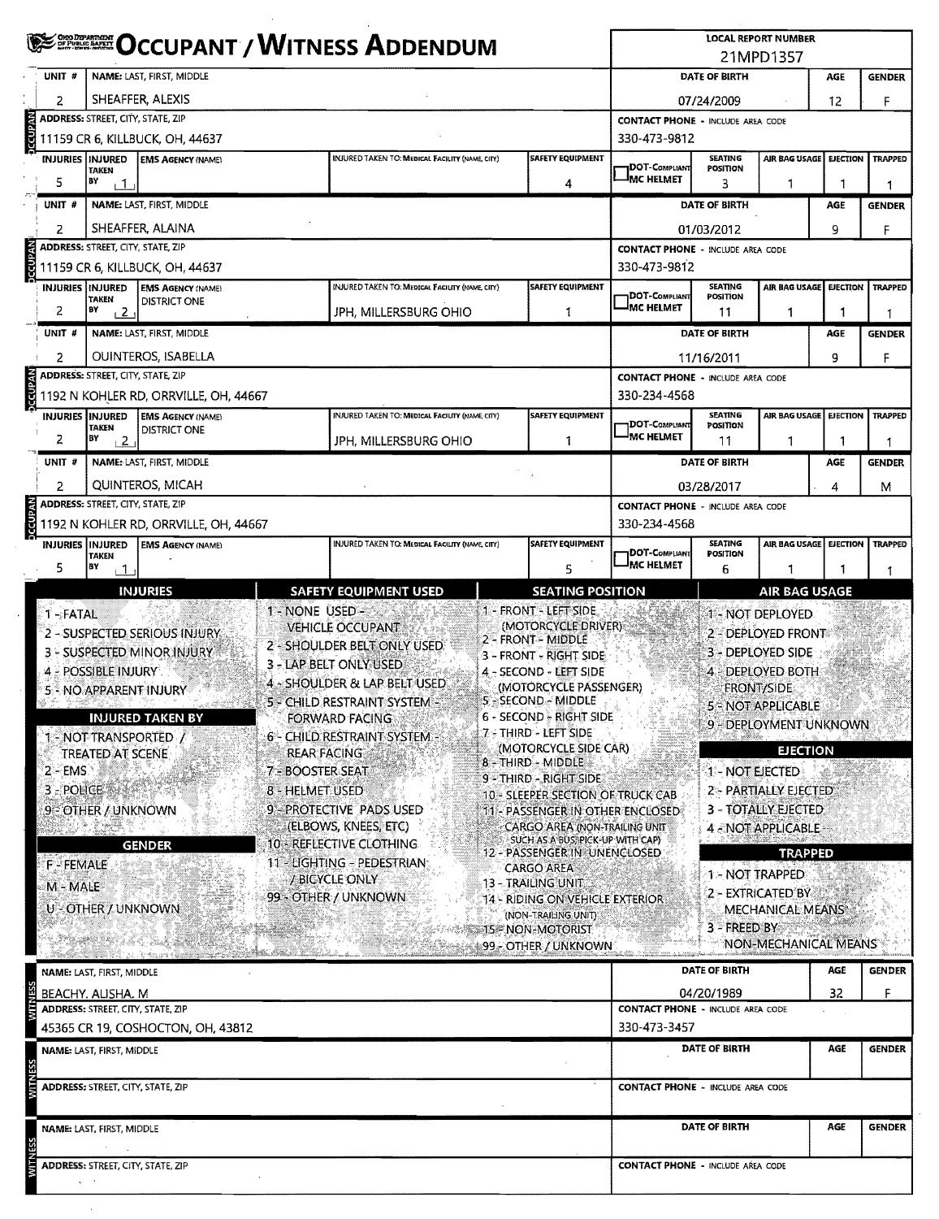# OCCUPANT / WITNESS ADDENDUM

**LOCAL REPORT NUMBER:** 21MPD1357

## OCCUPANT

| UNIT # | NAME: LAST, FIRST, MIDDLE | DATE OF BIRTH | AGE | GENDER |
|---|---|---|---|---|
| 2 | SHEAFFER, ALEXIS | 07/24/2009 | 12 | F |

| ADDRESS: STREET, CITY, STATE, ZIP | CONTACT PHONE - INCLUDE AREA CODE |
|---|---|
| 11159 CR 6, KILLBUCK, OH, 44637 | 330-473-9812 |

| INJURIES | INJURED TAKEN BY | EMS AGENCY (NAME) | INJURED TAKEN TO: MEDICAL FACILITY (NAME, CITY) | SAFETY EQUIPMENT | DOT-COMPLIANT MC HELMET | SEATING POSITION | AIR BAG USAGE | EJECTION | TRAPPED |
|---|---|---|---|---|---|---|---|---|---|
| 5 | 1 | | | 4 | | 3 | 1 | 1 | 1 |

## OCCUPANT

| UNIT # | NAME: LAST, FIRST, MIDDLE | DATE OF BIRTH | AGE | GENDER |
|---|---|---|---|---|
| 2 | SHEAFFER, ALAINA | 01/03/2012 | 9 | F |

| ADDRESS: STREET, CITY, STATE, ZIP | CONTACT PHONE - INCLUDE AREA CODE |
|---|---|
| 11159 CR 6, KILLBUCK, OH, 44637 | 330-473-9812 |

| INJURIES | INJURED TAKEN BY | EMS AGENCY (NAME) | INJURED TAKEN TO: MEDICAL FACILITY (NAME, CITY) | SAFETY EQUIPMENT | DOT-COMPLIANT MC HELMET | SEATING POSITION | AIR BAG USAGE | EJECTION | TRAPPED |
|---|---|---|---|---|---|---|---|---|---|
| 2 | 2 | DISTRICT ONE | JPH, MILLERSBURG OHIO | 1 | | 11 | 1 | 1 | 1 |

## OCCUPANT

| UNIT # | NAME: LAST, FIRST, MIDDLE | DATE OF BIRTH | AGE | GENDER |
|---|---|---|---|---|
| 2 | QUINTEROS, ISABELLA | 11/16/2011 | 9 | F |

| ADDRESS: STREET, CITY, STATE, ZIP | CONTACT PHONE - INCLUDE AREA CODE |
|---|---|
| 1192 N KOHLER RD, ORRVILLE, OH, 44667 | 330-234-4568 |

| INJURIES | INJURED TAKEN BY | EMS AGENCY (NAME) | INJURED TAKEN TO: MEDICAL FACILITY (NAME, CITY) | SAFETY EQUIPMENT | DOT-COMPLIANT MC HELMET | SEATING POSITION | AIR BAG USAGE | EJECTION | TRAPPED |
|---|---|---|---|---|---|---|---|---|---|
| 2 | 2 | DISTRICT ONE | JPH, MILLERSBURG OHIO | 1 | | 11 | 1 | 1 | 1 |

## OCCUPANT

| UNIT # | NAME: LAST, FIRST, MIDDLE | DATE OF BIRTH | AGE | GENDER |
|---|---|---|---|---|
| 2 | QUINTEROS, MICAH | 03/28/2017 | 4 | M |

| ADDRESS: STREET, CITY, STATE, ZIP | CONTACT PHONE - INCLUDE AREA CODE |
|---|---|
| 1192 N KOHLER RD, ORRVILLE, OH, 44667 | 330-234-4568 |

| INJURIES | INJURED TAKEN BY | EMS AGENCY (NAME) | INJURED TAKEN TO: MEDICAL FACILITY (NAME, CITY) | SAFETY EQUIPMENT | DOT-COMPLIANT MC HELMET | SEATING POSITION | AIR BAG USAGE | EJECTION | TRAPPED |
|---|---|---|---|---|---|---|---|---|---|
| 5 | 1 | | | 5 | | 6 | 1 | 1 | 1 |

## CODES

**INJURIES**
- 1 - FATAL
- 2 - SUSPECTED SERIOUS INJURY
- 3 - SUSPECTED MINOR INJURY
- 4 - POSSIBLE INJURY
- 5 - NO APPARENT INJURY

**INJURED TAKEN BY**
- 1 - NOT TRANSPORTED / TREATED AT SCENE
- 2 - EMS
- 3 - POLICE
- 9 - OTHER / UNKNOWN

**GENDER**
- F - FEMALE
- M - MALE
- U - OTHER / UNKNOWN

**SAFETY EQUIPMENT USED**
- 1 - NONE USED - VEHICLE OCCUPANT
- 2 - SHOULDER BELT ONLY USED
- 3 - LAP BELT ONLY USED
- 4 - SHOULDER & LAP BELT USED
- 5 - CHILD RESTRAINT SYSTEM - FORWARD FACING
- 6 - CHILD RESTRAINT SYSTEM - REAR FACING
- 7 - BOOSTER SEAT
- 8 - HELMET USED
- 9 - PROTECTIVE PADS USED (ELBOWS, KNEES, ETC)
- 10 - REFLECTIVE CLOTHING
- 11 - LIGHTING - PEDESTRIAN / BICYCLE ONLY
- 99 - OTHER / UNKNOWN

**SEATING POSITION**
- 1 - FRONT - LEFT SIDE (MOTORCYCLE DRIVER)
- 2 - FRONT - MIDDLE
- 3 - FRONT - RIGHT SIDE
- 4 - SECOND - LEFT SIDE (MOTORCYCLE PASSENGER)
- 5 - SECOND - MIDDLE
- 6 - SECOND - RIGHT SIDE
- 7 - THIRD - LEFT SIDE (MOTORCYCLE SIDE CAR)
- 8 - THIRD - MIDDLE
- 9 - THIRD - RIGHT SIDE
- 10 - SLEEPER SECTION OF TRUCK CAB
- 11 - PASSENGER IN OTHER ENCLOSED CARGO AREA (NON-TRAILING UNIT SUCH AS A BUS, PICK-UP WITH CAP)
- 12 - PASSENGER IN UNENCLOSED CARGO AREA
- 13 - TRAILING UNIT
- 14 - RIDING ON VEHICLE EXTERIOR (NON-TRAILING UNIT)
- 15 - NON-MOTORIST
- 99 - OTHER / UNKNOWN

**AIR BAG USAGE**
- 1 - NOT DEPLOYED
- 2 - DEPLOYED FRONT
- 3 - DEPLOYED SIDE
- 4 - DEPLOYED BOTH FRONT/SIDE
- 5 - NOT APPLICABLE
- 9 - DEPLOYMENT UNKNOWN

**EJECTION**
- 1 - NOT EJECTED
- 2 - PARTIALLY EJECTED
- 3 - TOTALLY EJECTED
- 4 - NOT APPLICABLE

**TRAPPED**
- 1 - NOT TRAPPED
- 2 - EXTRICATED BY MECHANICAL MEANS
- 3 - FREED BY NON-MECHANICAL MEANS

## WITNESS

| NAME: LAST, FIRST, MIDDLE | DATE OF BIRTH | AGE | GENDER |
|---|---|---|---|
| BEACHY, ALISHA, M | 04/20/1989 | 32 | F |

| ADDRESS: STREET, CITY, STATE, ZIP | CONTACT PHONE - INCLUDE AREA CODE |
|---|---|
| 45365 CR 19, COSHOCTON, OH, 43812 | 330-473-3457 |

## WITNESS

| NAME: LAST, FIRST, MIDDLE | DATE OF BIRTH | AGE | GENDER |
|---|---|---|---|
| | | | |

| ADDRESS: STREET, CITY, STATE, ZIP | CONTACT PHONE - INCLUDE AREA CODE |
|---|---|
| | |

## WITNESS

| NAME: LAST, FIRST, MIDDLE | DATE OF BIRTH | AGE | GENDER |
|---|---|---|---|
| | | | |

| ADDRESS: STREET, CITY, STATE, ZIP | CONTACT PHONE - INCLUDE AREA CODE |
|---|---|
| | |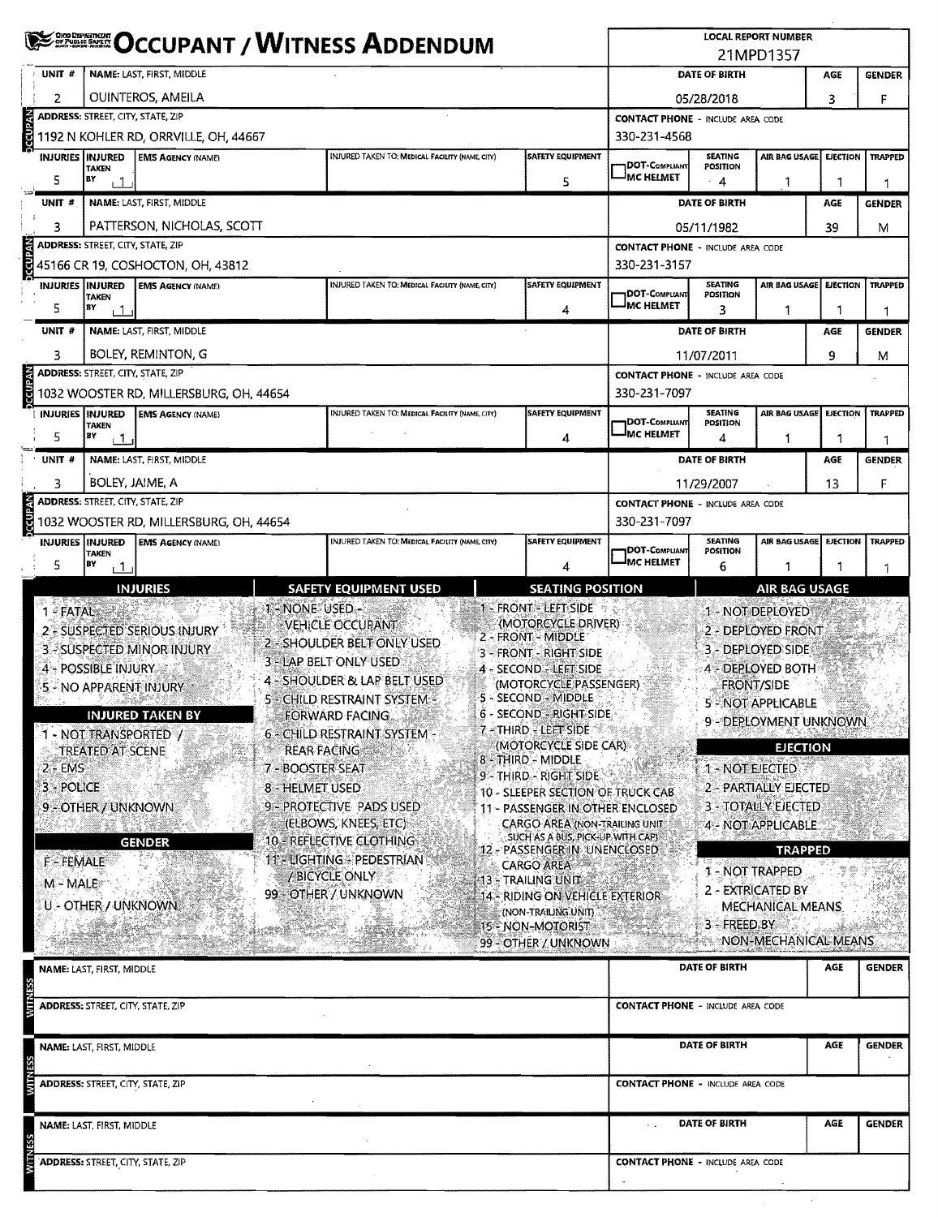# OCCUPANT / WITNESS ADDENDUM

**LOCAL REPORT NUMBER:** 21MPD1357

## OCCUPANT

| UNIT # | NAME: LAST, FIRST, MIDDLE | DATE OF BIRTH | AGE | GENDER |
|---|---|---|---|---|
| 2 | OUINTEROS, AMEILA | 05/28/2018 | 3 | F |

| ADDRESS: STREET, CITY, STATE, ZIP | CONTACT PHONE - INCLUDE AREA CODE |
|---|---|
| 1192 N KOHLER RD, ORRVILLE, OH, 44667 | 330-231-4568 |

| INJURIES | INJURED TAKEN BY | EMS AGENCY (NAME) | INJURED TAKEN TO: MEDICAL FACILITY (NAME, CITY) | SAFETY EQUIPMENT | DOT-COMPLIANT MC HELMET | SEATING POSITION | AIR BAG USAGE | EJECTION | TRAPPED |
|---|---|---|---|---|---|---|---|---|---|
| 5 | 1 | | | 5 | | 4 | 1 | 1 | 1 |

## OCCUPANT

| UNIT # | NAME: LAST, FIRST, MIDDLE | DATE OF BIRTH | AGE | GENDER |
|---|---|---|---|---|
| 3 | PATTERSON, NICHOLAS, SCOTT | 05/11/1982 | 39 | M |

| ADDRESS: STREET, CITY, STATE, ZIP | CONTACT PHONE - INCLUDE AREA CODE |
|---|---|
| 45166 CR 19, COSHOCTON, OH, 43812 | 330-231-3157 |

| INJURIES | INJURED TAKEN BY | EMS AGENCY (NAME) | INJURED TAKEN TO: MEDICAL FACILITY (NAME, CITY) | SAFETY EQUIPMENT | DOT-COMPLIANT MC HELMET | SEATING POSITION | AIR BAG USAGE | EJECTION | TRAPPED |
|---|---|---|---|---|---|---|---|---|---|
| 5 | 1 | | | 4 | | 3 | 1 | 1 | 1 |

## OCCUPANT

| UNIT # | NAME: LAST, FIRST, MIDDLE | DATE OF BIRTH | AGE | GENDER |
|---|---|---|---|---|
| 3 | BOLEY, REMINTON, G | 11/07/2011 | 9 | M |

| ADDRESS: STREET, CITY, STATE, ZIP | CONTACT PHONE - INCLUDE AREA CODE |
|---|---|
| 1032 WOOSTER RD, MILLERSBURG, OH, 44654 | 330-231-7097 |

| INJURIES | INJURED TAKEN BY | EMS AGENCY (NAME) | INJURED TAKEN TO: MEDICAL FACILITY (NAME, CITY) | SAFETY EQUIPMENT | DOT-COMPLIANT MC HELMET | SEATING POSITION | AIR BAG USAGE | EJECTION | TRAPPED |
|---|---|---|---|---|---|---|---|---|---|
| 5 | 1 | | | 4 | | 4 | 1 | 1 | 1 |

## OCCUPANT

| UNIT # | NAME: LAST, FIRST, MIDDLE | DATE OF BIRTH | AGE | GENDER |
|---|---|---|---|---|
| 3 | BOLEY, JAIME, A | 11/29/2007 | 13 | F |

| ADDRESS: STREET, CITY, STATE, ZIP | CONTACT PHONE - INCLUDE AREA CODE |
|---|---|
| 1032 WOOSTER RD, MILLERSBURG, OH, 44654 | 330-231-7097 |

| INJURIES | INJURED TAKEN BY | EMS AGENCY (NAME) | INJURED TAKEN TO: MEDICAL FACILITY (NAME, CITY) | SAFETY EQUIPMENT | DOT-COMPLIANT MC HELMET | SEATING POSITION | AIR BAG USAGE | EJECTION | TRAPPED |
|---|---|---|---|---|---|---|---|---|---|
| 5 | 1 | | | 4 | | 6 | 1 | 1 | 1 |

## CODES

**INJURIES**
- 1 - FATAL
- 2 - SUSPECTED SERIOUS INJURY
- 3 - SUSPECTED MINOR INJURY
- 4 - POSSIBLE INJURY
- 5 - NO APPARENT INJURY

**INJURED TAKEN BY**
- 1 - NOT TRANSPORTED / TREATED AT SCENE
- 2 - EMS
- 3 - POLICE
- 9 - OTHER / UNKNOWN

**GENDER**
- F - FEMALE
- M - MALE
- U - OTHER / UNKNOWN

**SAFETY EQUIPMENT USED**
- 1 - NONE USED - VEHICLE OCCUPANT
- 2 - SHOULDER BELT ONLY USED
- 3 - LAP BELT ONLY USED
- 4 - SHOULDER & LAP BELT USED
- 5 - CHILD RESTRAINT SYSTEM - FORWARD FACING
- 6 - CHILD RESTRAINT SYSTEM - REAR FACING
- 7 - BOOSTER SEAT
- 8 - HELMET USED
- 9 - PROTECTIVE PADS USED (ELBOWS, KNEES, ETC)
- 10 - REFLECTIVE CLOTHING
- 11 - LIGHTING - PEDESTRIAN / BICYCLE ONLY
- 99 - OTHER / UNKNOWN

**SEATING POSITION**
- 1 - FRONT - LEFT SIDE (MOTORCYCLE DRIVER)
- 2 - FRONT - MIDDLE
- 3 - FRONT - RIGHT SIDE
- 4 - SECOND - LEFT SIDE (MOTORCYCLE PASSENGER)
- 5 - SECOND - MIDDLE
- 6 - SECOND - RIGHT SIDE
- 7 - THIRD - LEFT SIDE (MOTORCYCLE SIDE CAR)
- 8 - THIRD - MIDDLE
- 9 - THIRD - RIGHT SIDE
- 10 - SLEEPER SECTION OF TRUCK CAB
- 11 - PASSENGER IN OTHER ENCLOSED CARGO AREA (NON-TRAILING UNIT SUCH AS A BUS, PICK-UP WITH CAP)
- 12 - PASSENGER IN UNENCLOSED CARGO AREA
- 13 - TRAILING UNIT
- 14 - RIDING ON VEHICLE EXTERIOR (NON-TRAILING UNIT)
- 15 - NON-MOTORIST
- 99 - OTHER / UNKNOWN

**AIR BAG USAGE**
- 1 - NOT DEPLOYED
- 2 - DEPLOYED FRONT
- 3 - DEPLOYED SIDE
- 4 - DEPLOYED BOTH FRONT/SIDE
- 5 - NOT APPLICABLE
- 9 - DEPLOYMENT UNKNOWN

**EJECTION**
- 1 - NOT EJECTED
- 2 - PARTIALLY EJECTED
- 3 - TOTALLY EJECTED
- 4 - NOT APPLICABLE

**TRAPPED**
- 1 - NOT TRAPPED
- 2 - EXTRICATED BY MECHANICAL MEANS
- 3 - FREED BY NON-MECHANICAL MEANS

## WITNESS

| NAME: LAST, FIRST, MIDDLE | DATE OF BIRTH | AGE | GENDER |
|---|---|---|---|
| | | | |

| ADDRESS: STREET, CITY, STATE, ZIP | CONTACT PHONE - INCLUDE AREA CODE |
|---|---|
| | |

## WITNESS

| NAME: LAST, FIRST, MIDDLE | DATE OF BIRTH | AGE | GENDER |
|---|---|---|---|
| | | | |

| ADDRESS: STREET, CITY, STATE, ZIP | CONTACT PHONE - INCLUDE AREA CODE |
|---|---|
| | |

## WITNESS

| NAME: LAST, FIRST, MIDDLE | DATE OF BIRTH | AGE | GENDER |
|---|---|---|---|
| | | | |

| ADDRESS: STREET, CITY, STATE, ZIP | CONTACT PHONE - INCLUDE AREA CODE |
|---|---|
| | |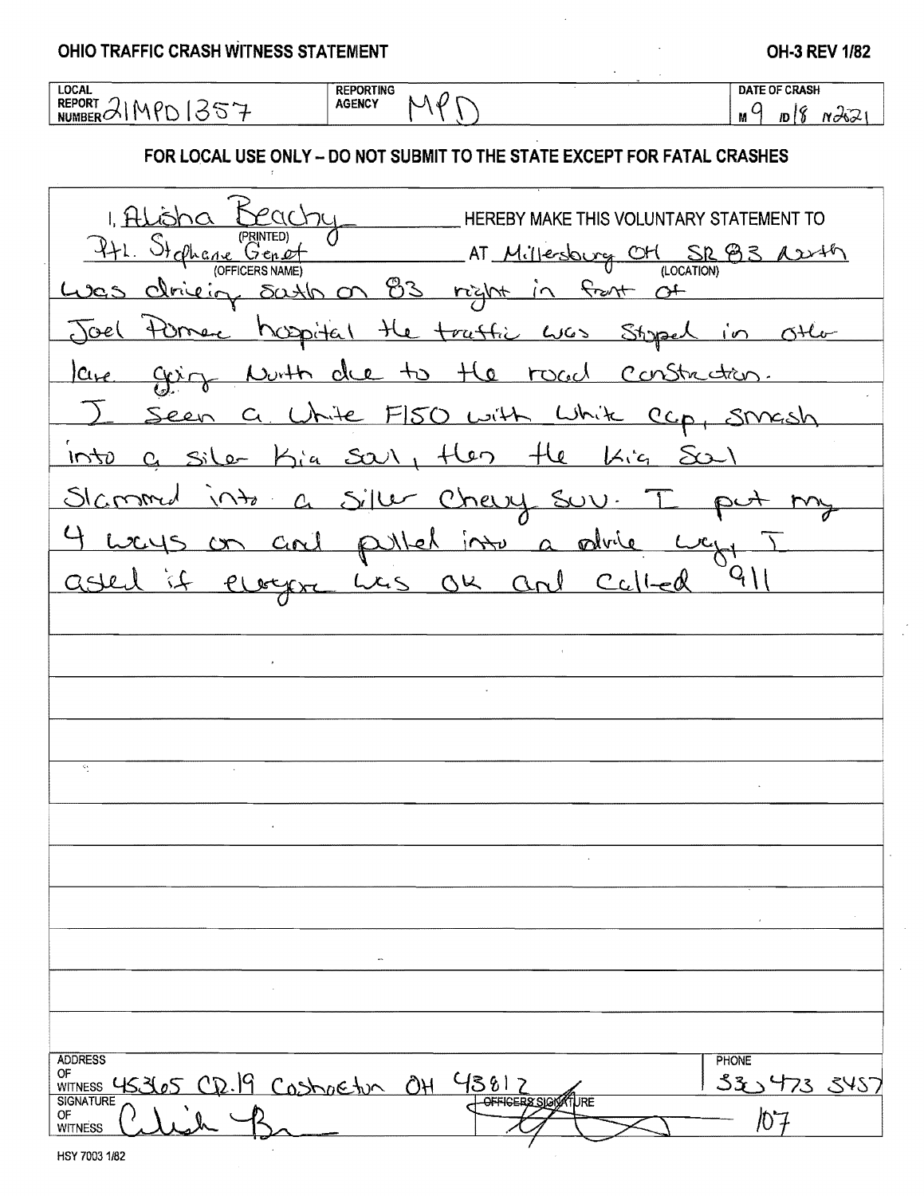**OHIO TRAFFIC CRASH WITNESS STATEMENT** **OH-3 REV 1/82**

| LOCAL REPORT NUMBER | REPORTING AGENCY | DATE OF CRASH |
|---|---|---|
| 21MPD1357 | MPD | M 9 D 8 Y 2021 |

**FOR LOCAL USE ONLY – DO NOT SUBMIT TO THE STATE EXCEPT FOR FATAL CRASHES**

I, Alisha Beachy (PRINTED) HEREBY MAKE THIS VOLUNTARY STATEMENT TO Ptl. Stephane Genet (OFFICERS NAME) AT Millersburg OH SR 83 North (LOCATION)

Was driving South on 83 right in front of Joel Pomerene hospital the traffic was Stoped in other lane going North due to the road Construction. I seen a White F150 with White cap, smash into a silver Kia Soul, then the Kia Soul Slammed into a silver Chevy SUV. I put my 4 ways on and pulled into a drive way, I asked if everyone was ok and Called 911

ADDRESS OF WITNESS: 45365 CR.19 Coshocton OH 43812

PHONE: 330 473 3457

SIGNATURE OF WITNESS: Alisha B

OFFICERS SIGNATURE: 107

HSY 7003 1/82